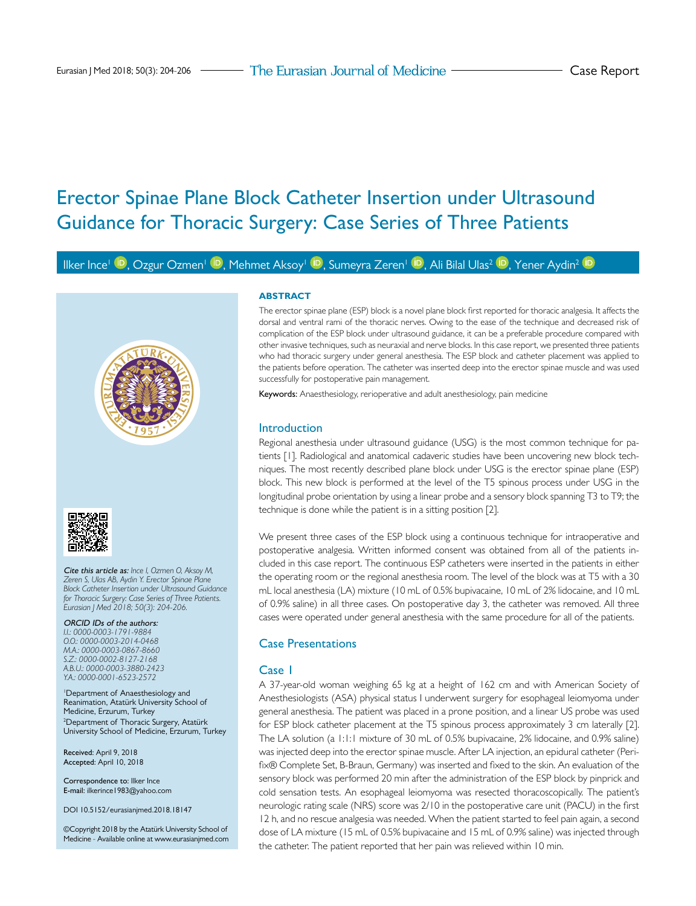Case Report

# Erector Spinae Plane Block Catheter Insertion under Ultrasound Guidance for Thoracic Surgery: Case Series of Three Patients

Ilker Ince[1], Ozgur Ozmen[1], Mehmet Aksoy[1], Sumeyra Zeren[1], Ali Bilal Ulas[2], Yener Aydin[2]

## ABSTRACT

The erector spinae plane (ESP) block is a novel plane block first reported for thoracic analgesia. It affects the dorsal and ventral rami of the thoracic nerves. Owing to the ease of the technique and decreased risk of complication of the ESP block under ultrasound guidance, it can be a preferable procedure compared with other invasive techniques, such as neuraxial and nerve blocks. In this case report, we presented three patients who had thoracic surgery under general anesthesia. The ESP block and catheter placement was applied to the patients before operation. The catheter was inserted deep into the erector spinae muscle and was used successfully for postoperative pain management.

**Keywords:** Anaesthesiology, rerioperative and adult anesthesiology, pain medicine

*Cite this article as: Ince I, Ozmen O, Aksoy M, Zeren S, Ulas AB, Aydin Y. Erector Spinae Plane Block Catheter Insertion under Ultrasound Guidance for Thoracic Surgery: Case Series of Three Patients. Eurasian J Med 2018; 50(3): 204-206.*

*ORCID IDs of the authors:*
*I.I.: 0000-0003-1791-9884*
*O.O.: 0000-0003-2014-0468*
*M.A.: 0000-0003-0867-8660*
*S.Z.: 0000-0002-8127-2168*
*A.B.U.: 0000-0003-3880-2423*
*Y.A.: 0000-0001-6523-2572*

[1]Department of Anaesthesiology and Reanimation, Atatürk University School of Medicine, Erzurum, Turkey
[2]Department of Thoracic Surgery, Atatürk University School of Medicine, Erzurum, Turkey

**Received:** April 9, 2018
**Accepted:** April 10, 2018

**Correspondence to:** Ilker Ince
**E-mail:** ilkerince1983@yahoo.com

DOI 10.5152/eurasianjmed.2018.18147

©Copyright 2018 by the Atatürk University School of Medicine - Available online at www.eurasianjmed.com

## Introduction

Regional anesthesia under ultrasound guidance (USG) is the most common technique for patients [1]. Radiological and anatomical cadaveric studies have been uncovering new block techniques. The most recently described plane block under USG is the erector spinae plane (ESP) block. This new block is performed at the level of the T5 spinous process under USG in the longitudinal probe orientation by using a linear probe and a sensory block spanning T3 to T9; the technique is done while the patient is in a sitting position [2].

We present three cases of the ESP block using a continuous technique for intraoperative and postoperative analgesia. Written informed consent was obtained from all of the patients included in this case report. The continuous ESP catheters were inserted in the patients in either the operating room or the regional anesthesia room. The level of the block was at T5 with a 30 mL local anesthesia (LA) mixture (10 mL of 0.5% bupivacaine, 10 mL of 2% lidocaine, and 10 mL of 0.9% saline) in all three cases. On postoperative day 3, the catheter was removed. All three cases were operated under general anesthesia with the same procedure for all of the patients.

## Case Presentations

### Case 1

A 37-year-old woman weighing 65 kg at a height of 162 cm and with American Society of Anesthesiologists (ASA) physical status I underwent surgery for esophageal leiomyoma under general anesthesia. The patient was placed in a prone position, and a linear US probe was used for ESP block catheter placement at the T5 spinous process approximately 3 cm laterally [2]. The LA solution (a 1:1:1 mixture of 30 mL of 0.5% bupivacaine, 2% lidocaine, and 0.9% saline) was injected deep into the erector spinae muscle. After LA injection, an epidural catheter (Perifix® Complete Set, B-Braun, Germany) was inserted and fixed to the skin. An evaluation of the sensory block was performed 20 min after the administration of the ESP block by pinprick and cold sensation tests. An esophageal leiomyoma was resected thoracoscopically. The patient's neurologic rating scale (NRS) score was 2/10 in the postoperative care unit (PACU) in the first 12 h, and no rescue analgesia was needed. When the patient started to feel pain again, a second dose of LA mixture (15 mL of 0.5% bupivacaine and 15 mL of 0.9% saline) was injected through the catheter. The patient reported that her pain was relieved within 10 min.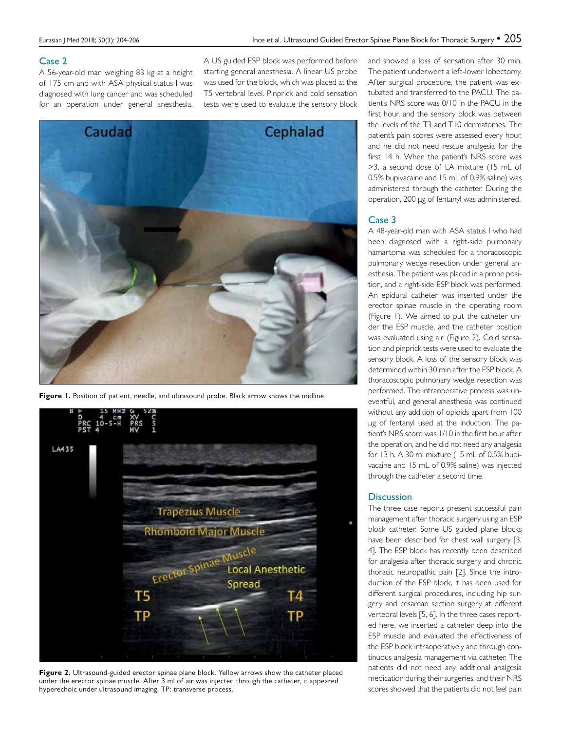## Case 2

A 56-year-old man weighing 83 kg at a height of 175 cm and with ASA physical status I was diagnosed with lung cancer and was scheduled for an operation under general anesthesia. A US guided ESP block was performed before starting general anesthesia. A linear US probe was used for the block, which was placed at the T5 vertebral level. Pinprick and cold sensation tests were used to evaluate the sensory block and showed a loss of sensation after 30 min. The patient underwent a left-lower lobectomy. After surgical procedure, the patient was extubated and transferred to the PACU. The patient's NRS score was 0/10 in the PACU in the first hour, and the sensory block was between the levels of the T3 and T10 dermatomes. The patient's pain scores were assessed every hour, and he did not need rescue analgesia for the first 14 h. When the patient's NRS score was >3, a second dose of LA mixture (15 mL of 0.5% bupivacaine and 15 mL of 0.9% saline) was administered through the catheter. During the operation, 200 µg of fentanyl was administered.

Figure 1. Position of patient, needle, and ultrasound probe. Black arrow shows the midline.

Figure 2. Ultrasound-guided erector spinae plane block. Yellow arrows show the catheter placed under the erector spinae muscle. After 3 ml of air was injected through the catheter, it appeared hyperechoic under ultrasound imaging. TP: transverse process.

## Case 3

A 48-year-old man with ASA status I who had been diagnosed with a right-side pulmonary hamartoma was scheduled for a thoracoscopic pulmonary wedge resection under general anesthesia. The patient was placed in a prone position, and a right-side ESP block was performed. An epidural catheter was inserted under the erector spinae muscle in the operating room (Figure 1). We aimed to put the catheter under the ESP muscle, and the catheter position was evaluated using air (Figure 2). Cold sensation and pinprick tests were used to evaluate the sensory block. A loss of the sensory block was determined within 30 min after the ESP block. A thoracoscopic pulmonary wedge resection was performed. The intraoperative process was uneventful, and general anesthesia was continued without any addition of opioids apart from 100 µg of fentanyl used at the induction. The patient's NRS score was 1/10 in the first hour after the operation, and he did not need any analgesia for 13 h. A 30 ml mixture (15 mL of 0.5% bupivacaine and 15 mL of 0.9% saline) was injected through the catheter a second time.

## Discussion

The three case reports present successful pain management after thoracic surgery using an ESP block catheter. Some US guided plane blocks have been described for chest wall surgery [3, 4]. The ESP block has recently been described for analgesia after thoracic surgery and chronic thoracic neuropathic pain [2]. Since the introduction of the ESP block, it has been used for different surgical procedures, including hip surgery and cesarean section surgery at different vertebral levels [5, 6]. In the three cases reported here, we inserted a catheter deep into the ESP muscle and evaluated the effectiveness of the ESP block intraoperatively and through continuous analgesia management via catheter. The patients did not need any additional analgesia medication during their surgeries, and their NRS scores showed that the patients did not feel pain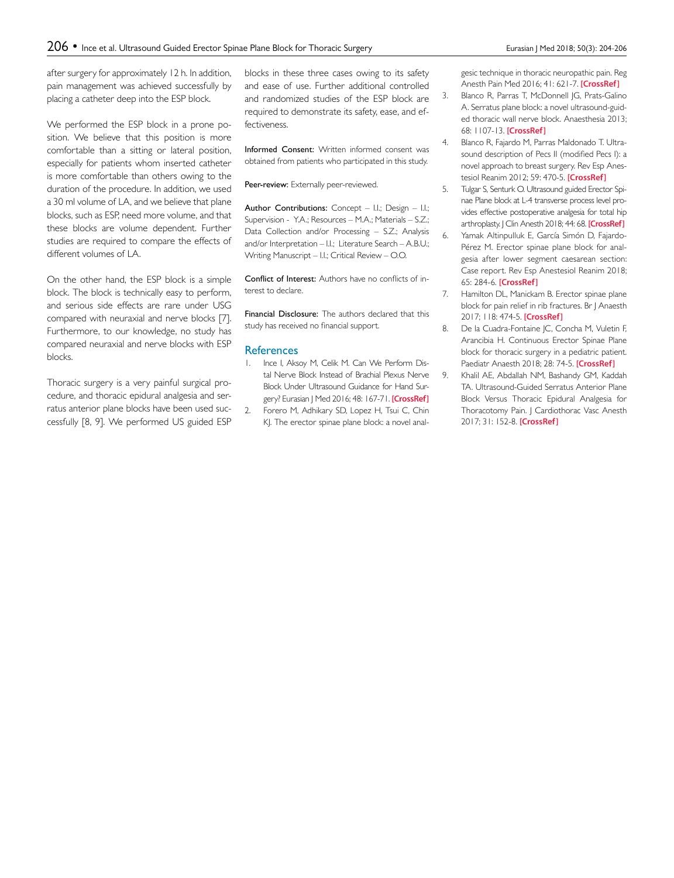after surgery for approximately 12 h. In addition, pain management was achieved successfully by placing a catheter deep into the ESP block.

We performed the ESP block in a prone position. We believe that this position is more comfortable than a sitting or lateral position, especially for patients whom inserted catheter is more comfortable than others owing to the duration of the procedure. In addition, we used a 30 ml volume of LA, and we believe that plane blocks, such as ESP, need more volume, and that these blocks are volume dependent. Further studies are required to compare the effects of different volumes of LA.

On the other hand, the ESP block is a simple block. The block is technically easy to perform, and serious side effects are rare under USG compared with neuraxial and nerve blocks [7]. Furthermore, to our knowledge, no study has compared neuraxial and nerve blocks with ESP blocks.

Thoracic surgery is a very painful surgical procedure, and thoracic epidural analgesia and serratus anterior plane blocks have been used successfully [8, 9]. We performed US guided ESP blocks in these three cases owing to its safety and ease of use. Further additional controlled and randomized studies of the ESP block are required to demonstrate its safety, ease, and effectiveness.

**Informed Consent:** Written informed consent was obtained from patients who participated in this study.

**Peer-review:** Externally peer-reviewed.

**Author Contributions:** Concept – I.I.; Design – I.I.; Supervision - Y.A.; Resources – M.A.; Materials – S.Z.; Data Collection and/or Processing – S.Z.; Analysis and/or Interpretation – I.I.; Literature Search – A.B.U.; Writing Manuscript – I.I.; Critical Review – O.O.

**Conflict of Interest:** Authors have no conflicts of interest to declare.

**Financial Disclosure:** The authors declared that this study has received no financial support.

## References

1. Ince I, Aksoy M, Celik M. Can We Perform Distal Nerve Block Instead of Brachial Plexus Nerve Block Under Ultrasound Guidance for Hand Surgery? Eurasian J Med 2016; 48: 167-71. [CrossRef]
2. Forero M, Adhikary SD, Lopez H, Tsui C, Chin KJ. The erector spinae plane block: a novel analgesic technique in thoracic neuropathic pain. Reg Anesth Pain Med 2016; 41: 621-7. [CrossRef]
3. Blanco R, Parras T, McDonnell JG, Prats-Galino A. Serratus plane block: a novel ultrasound-guided thoracic wall nerve block. Anaesthesia 2013; 68: 1107-13. [CrossRef]
4. Blanco R, Fajardo M, Parras Maldonado T. Ultrasound description of Pecs II (modified Pecs I): a novel approach to breast surgery. Rev Esp Anestesiol Reanim 2012; 59: 470-5. [CrossRef]
5. Tulgar S, Senturk O. Ultrasound guided Erector Spinae Plane block at L-4 transverse process level provides effective postoperative analgesia for total hip arthroplasty. J Clin Anesth 2018; 44: 68. [CrossRef]
6. Yamak Altinpulluk E, García Simón D, Fajardo-Pérez M. Erector spinae plane block for analgesia after lower segment caesarean section: Case report. Rev Esp Anestesiol Reanim 2018; 65: 284-6. [CrossRef]
7. Hamilton DL, Manickam B. Erector spinae plane block for pain relief in rib fractures. Br J Anaesth 2017; 118: 474-5. [CrossRef]
8. De la Cuadra-Fontaine JC, Concha M, Vuletin F, Arancibia H. Continuous Erector Spinae Plane block for thoracic surgery in a pediatric patient. Paediatr Anaesth 2018; 28: 74-5. [CrossRef]
9. Khalil AE, Abdallah NM, Bashandy GM, Kaddah TA. Ultrasound-Guided Serratus Anterior Plane Block Versus Thoracic Epidural Analgesia for Thoracotomy Pain. J Cardiothorac Vasc Anesth 2017; 31: 152-8. [CrossRef]